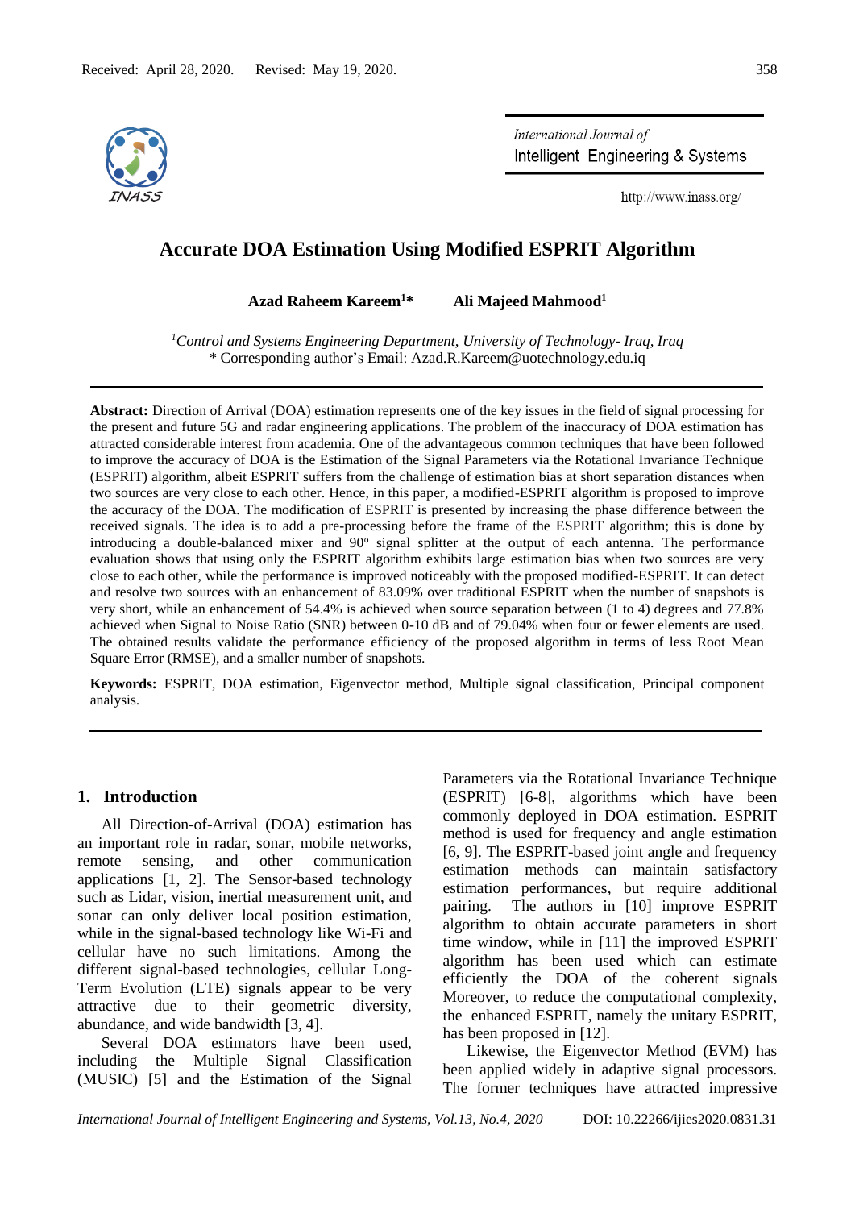Received: April 28, 2020. Revised: May 19, 2020.

# Accurate DOA Estimation Using Modified ESPRIT Algorithm

**Azad Raheem Kareem[1]*** **Ali Majeed Mahmood[1]**

[1]*Control and Systems Engineering Department, University of Technology- Iraq, Iraq*
\* Corresponding author's Email: Azad.R.Kareem@uotechnology.edu.iq

---

**Abstract:** Direction of Arrival (DOA) estimation represents one of the key issues in the field of signal processing for the present and future 5G and radar engineering applications. The problem of the inaccuracy of DOA estimation has attracted considerable interest from academia. One of the advantageous common techniques that have been followed to improve the accuracy of DOA is the Estimation of the Signal Parameters via the Rotational Invariance Technique (ESPRIT) algorithm, albeit ESPRIT suffers from the challenge of estimation bias at short separation distances when two sources are very close to each other. Hence, in this paper, a modified-ESPRIT algorithm is proposed to improve the accuracy of the DOA. The modification of ESPRIT is presented by increasing the phase difference between the received signals. The idea is to add a pre-processing before the frame of the ESPRIT algorithm; this is done by introducing a double-balanced mixer and $90^{o}$ signal splitter at the output of each antenna. The performance evaluation shows that using only the ESPRIT algorithm exhibits large estimation bias when two sources are very close to each other, while the performance is improved noticeably with the proposed modified-ESPRIT. It can detect and resolve two sources with an enhancement of 83.09% over traditional ESPRIT when the number of snapshots is very short, while an enhancement of 54.4% is achieved when source separation between (1 to 4) degrees and 77.8% achieved when Signal to Noise Ratio (SNR) between 0-10 dB and of 79.04% when four or fewer elements are used. The obtained results validate the performance efficiency of the proposed algorithm in terms of less Root Mean Square Error (RMSE), and a smaller number of snapshots.

**Keywords:** ESPRIT, DOA estimation, Eigenvector method, Multiple signal classification, Principal component analysis.

---

## 1. Introduction

All Direction-of-Arrival (DOA) estimation has an important role in radar, sonar, mobile networks, remote sensing, and other communication applications [1, 2]. The Sensor-based technology such as Lidar, vision, inertial measurement unit, and sonar can only deliver local position estimation, while in the signal-based technology like Wi-Fi and cellular have no such limitations. Among the different signal-based technologies, cellular Long-Term Evolution (LTE) signals appear to be very attractive due to their geometric diversity, abundance, and wide bandwidth [3, 4].

Several DOA estimators have been used, including the Multiple Signal Classification (MUSIC) [5] and the Estimation of the Signal Parameters via the Rotational Invariance Technique (ESPRIT) [6-8], algorithms which have been commonly deployed in DOA estimation. ESPRIT method is used for frequency and angle estimation [6, 9]. The ESPRIT-based joint angle and frequency estimation methods can maintain satisfactory estimation performances, but require additional pairing. The authors in [10] improve ESPRIT algorithm to obtain accurate parameters in short time window, while in [11] the improved ESPRIT algorithm has been used which can estimate efficiently the DOA of the coherent signals Moreover, to reduce the computational complexity, the enhanced ESPRIT, namely the unitary ESPRIT, has been proposed in [12].

Likewise, the Eigenvector Method (EVM) has been applied widely in adaptive signal processors. The former techniques have attracted impressive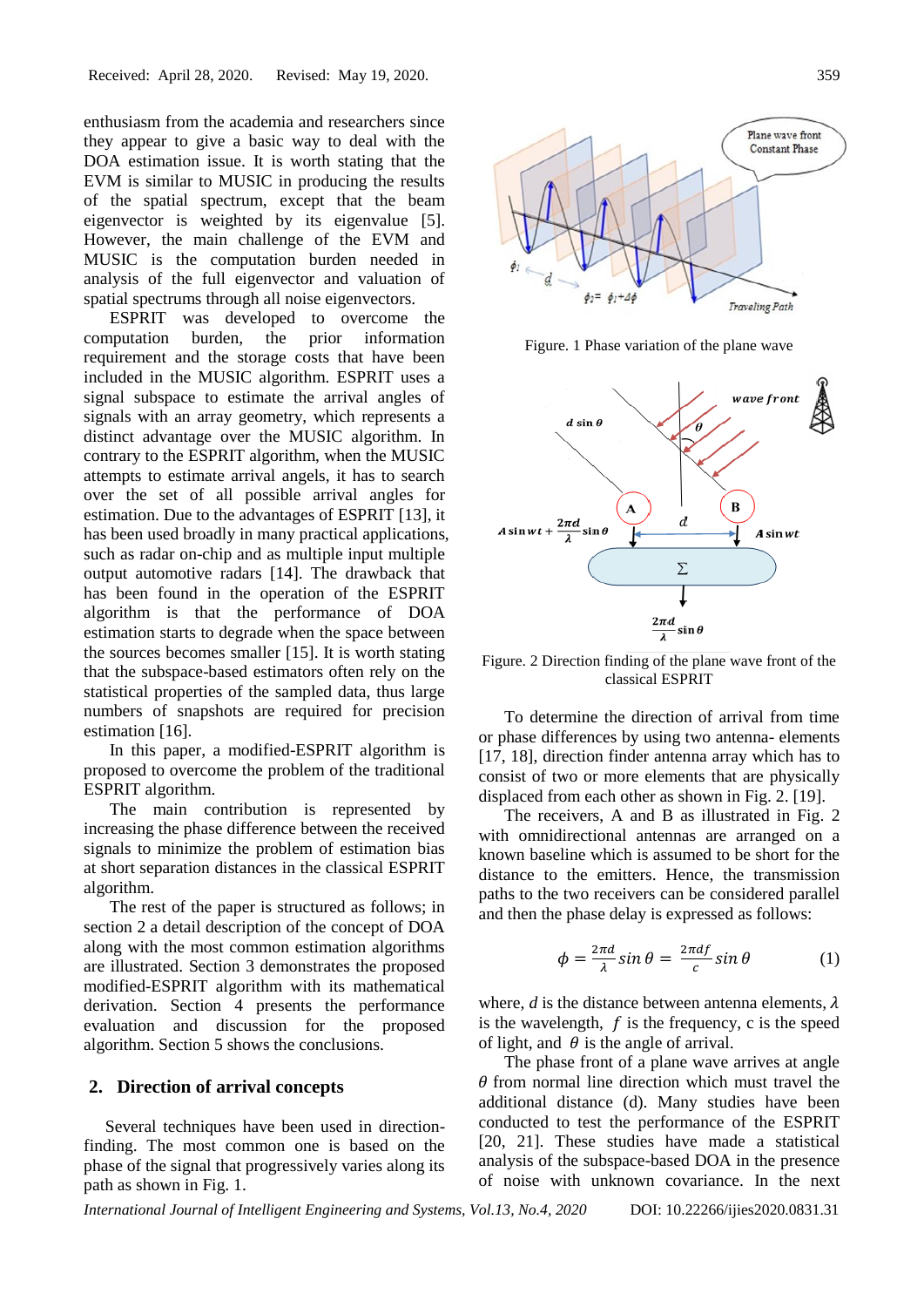enthusiasm from the academia and researchers since they appear to give a basic way to deal with the DOA estimation issue. It is worth stating that the EVM is similar to MUSIC in producing the results of the spatial spectrum, except that the beam eigenvector is weighted by its eigenvalue [5]. However, the main challenge of the EVM and MUSIC is the computation burden needed in analysis of the full eigenvector and valuation of spatial spectrums through all noise eigenvectors.

ESPRIT was developed to overcome the computation burden, the prior information requirement and the storage costs that have been included in the MUSIC algorithm. ESPRIT uses a signal subspace to estimate the arrival angles of signals with an array geometry, which represents a distinct advantage over the MUSIC algorithm. In contrary to the ESPRIT algorithm, when the MUSIC attempts to estimate arrival angels, it has to search over the set of all possible arrival angles for estimation. Due to the advantages of ESPRIT [13], it has been used broadly in many practical applications, such as radar on-chip and as multiple input multiple output automotive radars [14]. The drawback that has been found in the operation of the ESPRIT algorithm is that the performance of DOA estimation starts to degrade when the space between the sources becomes smaller [15]. It is worth stating that the subspace-based estimators often rely on the statistical properties of the sampled data, thus large numbers of snapshots are required for precision estimation [16].

In this paper, a modified-ESPRIT algorithm is proposed to overcome the problem of the traditional ESPRIT algorithm.

The main contribution is represented by increasing the phase difference between the received signals to minimize the problem of estimation bias at short separation distances in the classical ESPRIT algorithm.

The rest of the paper is structured as follows; in section 2 a detail description of the concept of DOA along with the most common estimation algorithms are illustrated. Section 3 demonstrates the proposed modified-ESPRIT algorithm with its mathematical derivation. Section 4 presents the performance evaluation and discussion for the proposed algorithm. Section 5 shows the conclusions.

## 2. Direction of arrival concepts

Several techniques have been used in direction-finding. The most common one is based on the phase of the signal that progressively varies along its path as shown in Fig. 1.

Figure. 1 Phase variation of the plane wave

Figure. 2 Direction finding of the plane wave front of the classical ESPRIT

To determine the direction of arrival from time or phase differences by using two antenna- elements [17, 18], direction finder antenna array which has to consist of two or more elements that are physically displaced from each other as shown in Fig. 2. [19].

The receivers, A and B as illustrated in Fig. 2 with omnidirectional antennas are arranged on a known baseline which is assumed to be short for the distance to the emitters. Hence, the transmission paths to the two receivers can be considered parallel and then the phase delay is expressed as follows:

$$\phi = \frac{2\pi d}{\lambda} \sin\theta = \frac{2\pi d f}{c} \sin\theta \qquad (1)$$

where, $d$ is the distance between antenna elements, $\lambda$ is the wavelength, $f$ is the frequency, c is the speed of light, and $\theta$ is the angle of arrival.

The phase front of a plane wave arrives at angle $\theta$ from normal line direction which must travel the additional distance (d). Many studies have been conducted to test the performance of the ESPRIT [20, 21]. These studies have made a statistical analysis of the subspace-based DOA in the presence of noise with unknown covariance. In the next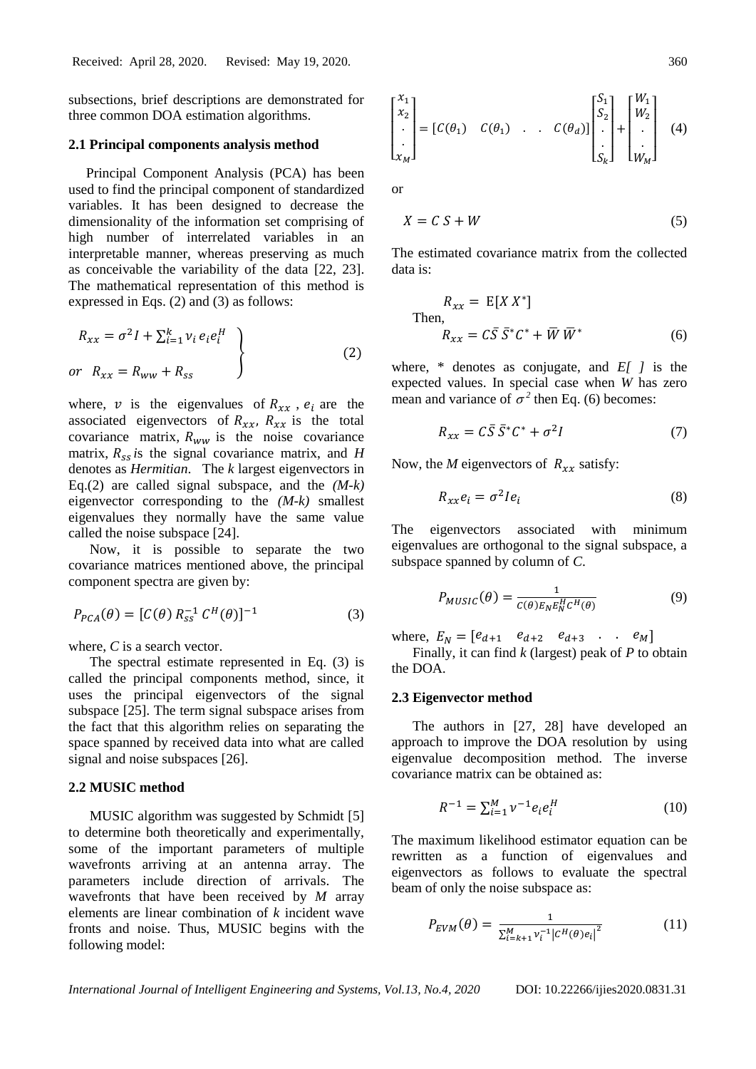subsections, brief descriptions are demonstrated for three common DOA estimation algorithms.

### 2.1 Principal components analysis method

Principal Component Analysis (PCA) has been used to find the principal component of standardized variables. It has been designed to decrease the dimensionality of the information set comprising of high number of interrelated variables in an interpretable manner, whereas preserving as much as conceivable the variability of the data [22, 23]. The mathematical representation of this method is expressed in Eqs. (2) and (3) as follows:

$$\left.\begin{array}{l} R_{xx} = \sigma^2 I + \sum_{i=1}^{k} v_i e_i e_i^H \\ or \quad R_{xx} = R_{ww} + R_{ss} \end{array}\right\} \tag{2}$$

where, $v$ is the eigenvalues of $R_{xx}$ , $e_i$ are the associated eigenvectors of $R_{xx}$, $R_{xx}$ is the total covariance matrix, $R_{ww}$ is the noise covariance matrix, $R_{ss}$ is the signal covariance matrix, and *H* denotes as *Hermitian*. The *k* largest eigenvectors in Eq.(2) are called signal subspace, and the *(M-k)* eigenvector corresponding to the *(M-k)* smallest eigenvalues they normally have the same value called the noise subspace [24].

Now, it is possible to separate the two covariance matrices mentioned above, the principal component spectra are given by:

$$P_{PCA}(\theta) = [C(\theta)\, R_{ss}^{-1}\, C^H(\theta)]^{-1} \tag{3}$$

where, *C* is a search vector.

The spectral estimate represented in Eq. (3) is called the principal components method, since, it uses the principal eigenvectors of the signal subspace [25]. The term signal subspace arises from the fact that this algorithm relies on separating the space spanned by received data into what are called signal and noise subspaces [26].

### 2.2 MUSIC method

MUSIC algorithm was suggested by Schmidt [5] to determine both theoretically and experimentally, some of the important parameters of multiple wavefronts arriving at an antenna array. The parameters include direction of arrivals. The wavefronts that have been received by *M* array elements are linear combination of *k* incident wave fronts and noise. Thus, MUSIC begins with the following model:

$$\begin{bmatrix} x_1 \\ x_2 \\ \cdot \\ \cdot \\ x_M \end{bmatrix} = [C(\theta_1) \quad C(\theta_1) \quad . \quad . \quad C(\theta_d)] \begin{bmatrix} S_1 \\ S_2 \\ \cdot \\ \cdot \\ S_k \end{bmatrix} + \begin{bmatrix} W_1 \\ W_2 \\ \cdot \\ \cdot \\ W_M \end{bmatrix} \tag{4}$$

or

$$X = C\,S + W \tag{5}$$

The estimated covariance matrix from the collected data is:

$$R_{xx} = \mathrm{E}[X\,X^*]$$

Then,

$$R_{xx} = C\bar{S}\,\bar{S}^* C^* + \bar{W}\,\bar{W}^* \tag{6}$$

where, * denotes as conjugate, and *E[ ]* is the expected values. In special case when *W* has zero mean and variance of $\sigma^2$ then Eq. (6) becomes:

$$R_{xx} = C\bar{S}\,\bar{S}^* C^* + \sigma^2 I \tag{7}$$

Now, the *M* eigenvectors of $R_{xx}$ satisfy:

$$R_{xx} e_i = \sigma^2 I e_i \tag{8}$$

The eigenvectors associated with minimum eigenvalues are orthogonal to the signal subspace, a subspace spanned by column of *C*.

$$P_{MUSIC}(\theta) = \frac{1}{C(\theta) E_N E_N^H C^H(\theta)} \tag{9}$$

where, $E_N = [e_{d+1} \quad e_{d+2} \quad e_{d+3} \quad . \quad . \quad e_M]$

Finally, it can find *k* (largest) peak of *P* to obtain the DOA.

### 2.3 Eigenvector method

The authors in [27, 28] have developed an approach to improve the DOA resolution by using eigenvalue decomposition method. The inverse covariance matrix can be obtained as:

$$R^{-1} = \sum_{i=1}^{M} v^{-1} e_i e_i^H \tag{10}$$

The maximum likelihood estimator equation can be rewritten as a function of eigenvalues and eigenvectors as follows to evaluate the spectral beam of only the noise subspace as:

$$P_{EVM}(\theta) = \frac{1}{\sum_{i=k+1}^{M} v_i^{-1} \left| C^H(\theta) e_i \right|^2} \tag{11}$$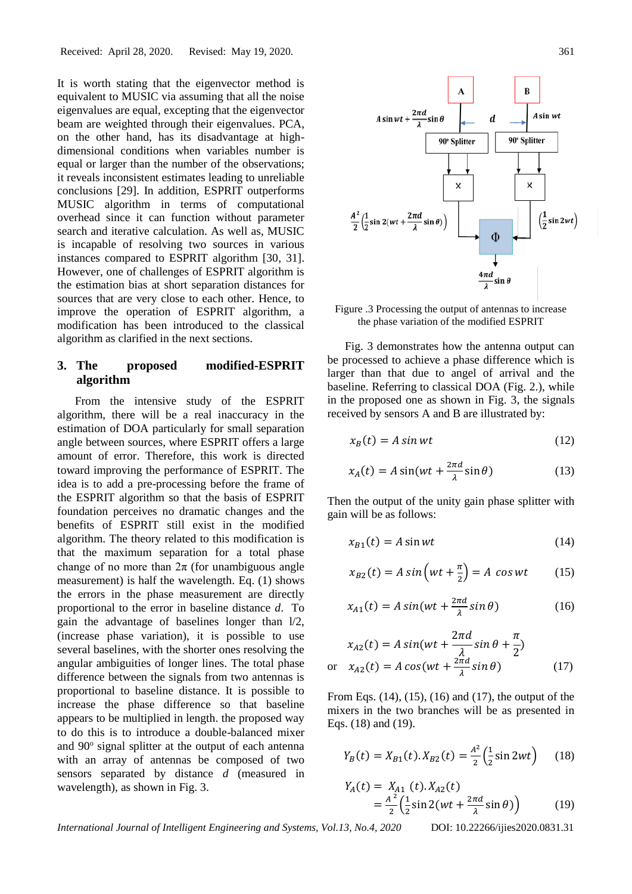It is worth stating that the eigenvector method is equivalent to MUSIC via assuming that all the noise eigenvalues are equal, excepting that the eigenvector beam are weighted through their eigenvalues. PCA, on the other hand, has its disadvantage in high-dimensional conditions when variables number is equal or larger than the number of the observations; it reveals inconsistent estimates leading to unreliable conclusions [29]. In addition, ESPRIT outperforms MUSIC algorithm in terms of computational overhead since it can function without parameter search and iterative calculation. As well as, MUSIC is incapable of resolving two sources in various instances compared to ESPRIT algorithm [30, 31]. However, one of challenges of ESPRIT algorithm is the estimation bias at short separation distances for sources that are very close to each other. Hence, to improve the operation of ESPRIT algorithm, a modification has been introduced to the classical algorithm as clarified in the next sections.

## 3. The proposed modified-ESPRIT algorithm

From the intensive study of the ESPRIT algorithm, there will be a real inaccuracy in the estimation of DOA particularly for small separation angle between sources, where ESPRIT offers a large amount of error. Therefore, this work is directed toward improving the performance of ESPRIT. The idea is to add a pre-processing before the frame of the ESPRIT algorithm so that the basis of ESPRIT foundation perceives no dramatic changes and the benefits of ESPRIT still exist in the modified algorithm. The theory related to this modification is that the maximum separation for a total phase change of no more than $2\pi$ (for unambiguous angle measurement) is half the wavelength. Eq. (1) shows the errors in the phase measurement are directly proportional to the error in baseline distance $d$. To gain the advantage of baselines longer than l/2, (increase phase variation), it is possible to use several baselines, with the shorter ones resolving the angular ambiguities of longer lines. The total phase difference between the signals from two antennas is proportional to baseline distance. It is possible to increase the phase difference so that baseline appears to be multiplied in length. the proposed way to do this is to introduce a double-balanced mixer and 90° signal splitter at the output of each antenna with an array of antennas be composed of two sensors separated by distance $d$ (measured in wavelength), as shown in Fig. 3.

Figure .3 Processing the output of antennas to increase the phase variation of the modified ESPRIT

Fig. 3 demonstrates how the antenna output can be processed to achieve a phase difference which is larger than that due to angel of arrival and the baseline. Referring to classical DOA (Fig. 2.), while in the proposed one as shown in Fig. 3, the signals received by sensors A and B are illustrated by:

$$x_B(t) = A \sin wt \tag{12}$$

$$x_A(t) = A \sin(wt + \frac{2\pi d}{\lambda} \sin\theta) \tag{13}$$

Then the output of the unity gain phase splitter with gain will be as follows:

$$x_{B1}(t) = A \sin wt \tag{14}$$

$$x_{B2}(t) = A \sin\left(wt + \frac{\pi}{2}\right) = A \cos wt \tag{15}$$

$$x_{A1}(t) = A \sin(wt + \frac{2\pi d}{\lambda} \sin\theta) \tag{16}$$

$$x_{A2}(t) = A \sin(wt + \frac{2\pi d}{\lambda} \sin\theta + \frac{\pi}{2})$$

or $$x_{A2}(t) = A \cos(wt + \frac{2\pi d}{\lambda} \sin\theta) \tag{17}$$

From Eqs. (14), (15), (16) and (17), the output of the mixers in the two branches will be as presented in Eqs. (18) and (19).

$$Y_B(t) = X_{B1}(t).X_{B2}(t) = \frac{A^2}{2}\left(\frac{1}{2}\sin 2wt\right) \tag{18}$$

$$Y_A(t) = X_{A1}(t).X_{A2}(t) = \frac{A^2}{2}\left(\frac{1}{2}\sin 2(wt + \frac{2\pi d}{\lambda}\sin\theta)\right) \tag{19}$$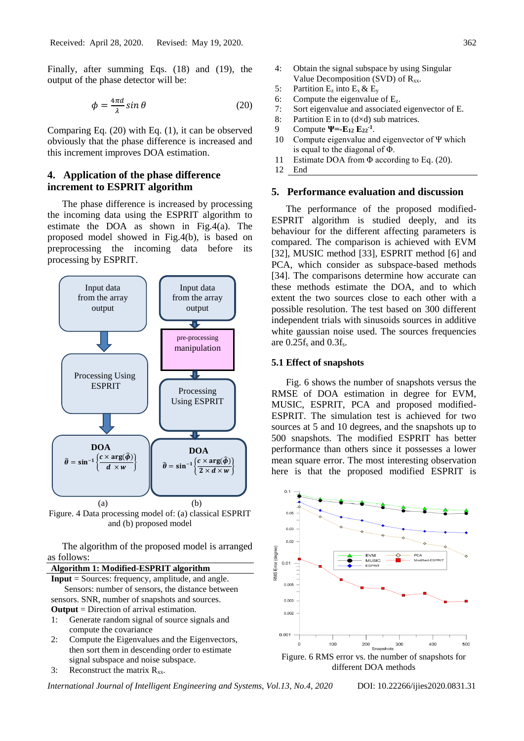Finally, after summing Eqs. (18) and (19), the output of the phase detector will be:

$$\phi = \frac{4\pi d}{\lambda} \sin\theta \qquad (20)$$

Comparing Eq. (20) with Eq. (1), it can be observed obviously that the phase difference is increased and this increment improves DOA estimation.

## 4. Application of the phase difference increment to ESPRIT algorithm

The phase difference is increased by processing the incoming data using the ESPRIT algorithm to estimate the DOA as shown in Fig.4(a). The proposed model showed in Fig.4(b), is based on preprocessing the incoming data before its processing by ESPRIT.

Figure. 4 Data processing model of: (a) classical ESPRIT and (b) proposed model

The algorithm of the proposed model is arranged as follows:

**Algorithm 1: Modified-ESPRIT algorithm**

**Input** = Sources: frequency, amplitude, and angle.
Sensors: number of sensors, the distance between sensors. SNR, number of snapshots and sources.
**Output** = Direction of arrival estimation.

1: Generate random signal of source signals and compute the covariance
2: Compute the Eigenvalues and the Eigenvectors, then sort them in descending order to estimate signal subspace and noise subspace.
3: Reconstruct the matrix $R_{xx}$.
4: Obtain the signal subspace by using Singular Value Decomposition (SVD) of $R_{xx}$.
5: Partition $E_z$ into $E_x$ & $E_y$
6: Compute the eigenvalue of $E_z$.
7: Sort eigenvalue and associated eigenvector of E.
8: Partition E in to (d×d) sub matrices.
9 Compute $\mathbf{\Psi = -E_{12}\, E_{22}^{-1}}$.
10 Compute eigenvalue and eigenvector of Ψ which is equal to the diagonal of Φ.
11 Estimate DOA from Φ according to Eq. (20).
12 End

## 5. Performance evaluation and discussion

The performance of the proposed modified-ESPRIT algorithm is studied deeply, and its behaviour for the different affecting parameters is compared. The comparison is achieved with EVM [32], MUSIC method [33], ESPRIT method [6] and PCA, which consider as subspace-based methods [34]. The comparisons determine how accurate can these methods estimate the DOA, and to which extent the two sources close to each other with a possible resolution. The test based on 300 different independent trials with sinusoids sources in additive white gaussian noise used. The sources frequencies are $0.25f_s$ and $0.3f_s$.

### 5.1 Effect of snapshots

Fig. 6 shows the number of snapshots versus the RMSE of DOA estimation in degree for EVM, MUSIC, ESPRIT, PCA and proposed modified-ESPRIT. The simulation test is achieved for two sources at 5 and 10 degrees, and the snapshots up to 500 snapshots. The modified ESPRIT has better performance than others since it possesses a lower mean square error. The most interesting observation here is that the proposed modified ESPRIT is

Figure. 6 RMS error vs. the number of snapshots for different DOA methods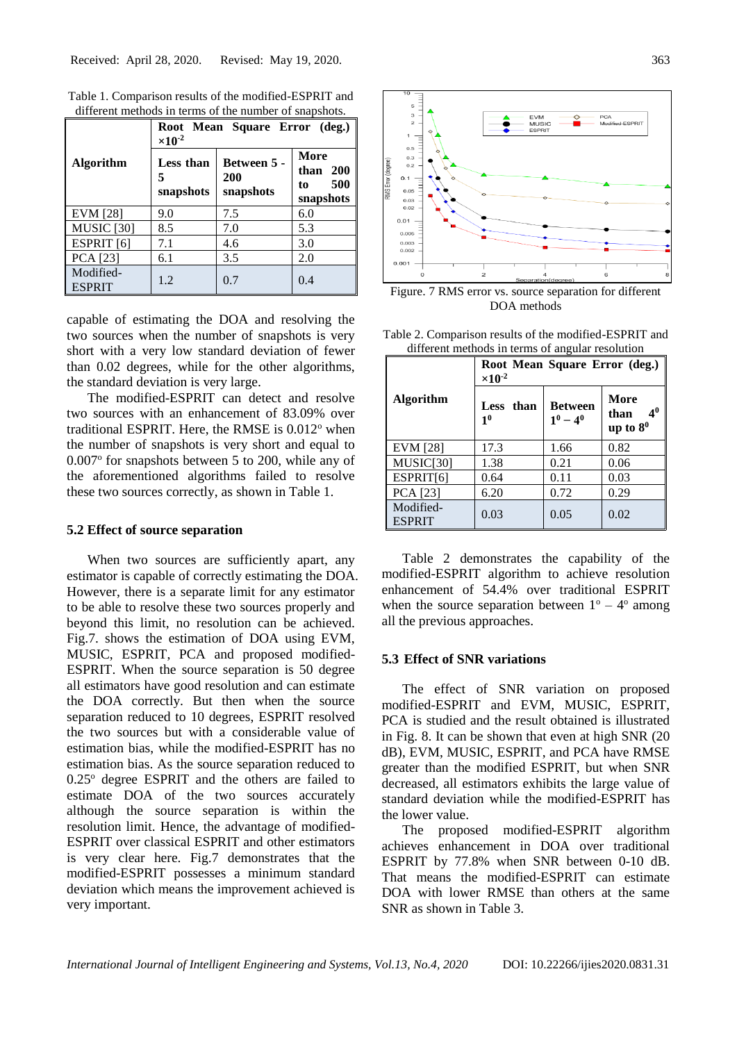Received: April 28, 2020. Revised: May 19, 2020.

Table 1. Comparison results of the modified-ESPRIT and different methods in terms of the number of snapshots.

| **Algorithm** | **Root Mean Square Error (deg.) $\times 10^{-2}$** | | |
|---|---|---|---|
| | **Less than 5 snapshots** | **Between 5 - 200 snapshots** | **More than 200 to 500 snapshots** |
| EVM [28] | 9.0 | 7.5 | 6.0 |
| MUSIC [30] | 8.5 | 7.0 | 5.3 |
| ESPRIT [6] | 7.1 | 4.6 | 3.0 |
| PCA [23] | 6.1 | 3.5 | 2.0 |
| Modified-ESPRIT | 1.2 | 0.7 | 0.4 |

capable of estimating the DOA and resolving the two sources when the number of snapshots is very short with a very low standard deviation of fewer than 0.02 degrees, while for the other algorithms, the standard deviation is very large.

The modified-ESPRIT can detect and resolve two sources with an enhancement of 83.09% over traditional ESPRIT. Here, the RMSE is 0.012° when the number of snapshots is very short and equal to 0.007° for snapshots between 5 to 200, while any of the aforementioned algorithms failed to resolve these two sources correctly, as shown in Table 1.

### 5.2 Effect of source separation

When two sources are sufficiently apart, any estimator is capable of correctly estimating the DOA. However, there is a separate limit for any estimator to be able to resolve these two sources properly and beyond this limit, no resolution can be achieved. Fig.7. shows the estimation of DOA using EVM, MUSIC, ESPRIT, PCA and proposed modified-ESPRIT. When the source separation is 50 degree all estimators have good resolution and can estimate the DOA correctly. But then when the source separation reduced to 10 degrees, ESPRIT resolved the two sources but with a considerable value of estimation bias, while the modified-ESPRIT has no estimation bias. As the source separation reduced to 0.25° degree ESPRIT and the others are failed to estimate DOA of the two sources accurately although the source separation is within the resolution limit. Hence, the advantage of modified-ESPRIT over classical ESPRIT and other estimators is very clear here. Fig.7 demonstrates that the modified-ESPRIT possesses a minimum standard deviation which means the improvement achieved is very important.

Figure. 7 RMS error vs. source separation for different DOA methods

Table 2. Comparison results of the modified-ESPRIT and different methods in terms of angular resolution

| **Algorithm** | **Root Mean Square Error (deg.) $\times 10^{-2}$** | | |
|---|---|---|---|
| | **Less than $1^0$** | **Between $1^0 - 4^0$** | **More than $4^0$ up to $8^0$** |
| EVM [28] | 17.3 | 1.66 | 0.82 |
| MUSIC[30] | 1.38 | 0.21 | 0.06 |
| ESPRIT[6] | 0.64 | 0.11 | 0.03 |
| PCA [23] | 6.20 | 0.72 | 0.29 |
| Modified-ESPRIT | 0.03 | 0.05 | 0.02 |

Table 2 demonstrates the capability of the modified-ESPRIT algorithm to achieve resolution enhancement of 54.4% over traditional ESPRIT when the source separation between 1° – 4° among all the previous approaches.

### 5.3 Effect of SNR variations

The effect of SNR variation on proposed modified-ESPRIT and EVM, MUSIC, ESPRIT, PCA is studied and the result obtained is illustrated in Fig. 8. It can be shown that even at high SNR (20 dB), EVM, MUSIC, ESPRIT, and PCA have RMSE greater than the modified ESPRIT, but when SNR decreased, all estimators exhibits the large value of standard deviation while the modified-ESPRIT has the lower value.

The proposed modified-ESPRIT algorithm achieves enhancement in DOA over traditional ESPRIT by 77.8% when SNR between 0-10 dB. That means the modified-ESPRIT can estimate DOA with lower RMSE than others at the same SNR as shown in Table 3.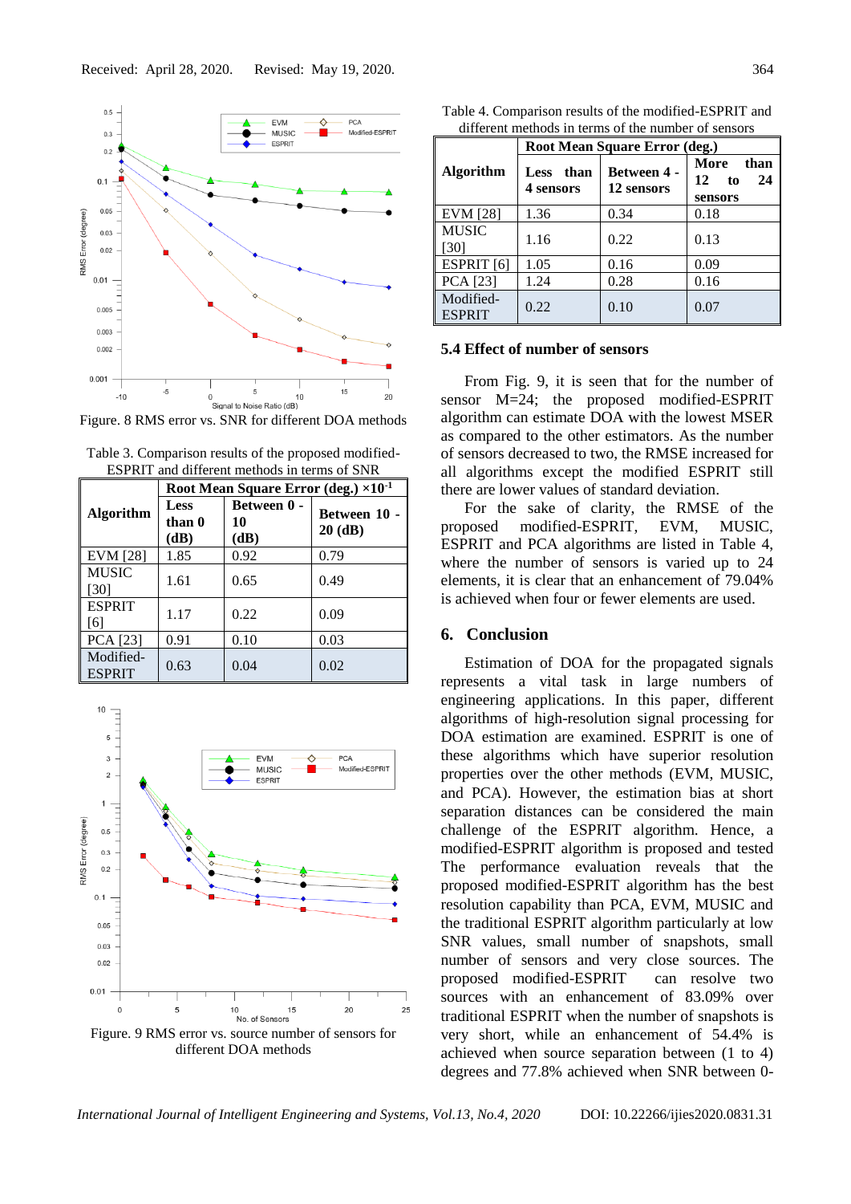Received: April 28, 2020. Revised: May 19, 2020.

Figure. 8 RMS error vs. SNR for different DOA methods

Table 3. Comparison results of the proposed modified-ESPRIT and different methods in terms of SNR

| Algorithm | Root Mean Square Error (deg.) $\times 10^{-1}$ | | |
|---|---|---|---|
| | Less than 0 (dB) | Between 0 - 10 (dB) | Between 10 - 20 (dB) |
| EVM [28] | 1.85 | 0.92 | 0.79 |
| MUSIC [30] | 1.61 | 0.65 | 0.49 |
| ESPRIT [6] | 1.17 | 0.22 | 0.09 |
| PCA [23] | 0.91 | 0.10 | 0.03 |
| Modified-ESPRIT | 0.63 | 0.04 | 0.02 |

Figure. 9 RMS error vs. source number of sensors for different DOA methods

Table 4. Comparison results of the modified-ESPRIT and different methods in terms of the number of sensors

| Algorithm | Root Mean Square Error (deg.) | | |
|---|---|---|---|
| | Less than 4 sensors | Between 4 - 12 sensors | More than 12 to 24 sensors |
| EVM [28] | 1.36 | 0.34 | 0.18 |
| MUSIC [30] | 1.16 | 0.22 | 0.13 |
| ESPRIT [6] | 1.05 | 0.16 | 0.09 |
| PCA [23] | 1.24 | 0.28 | 0.16 |
| Modified-ESPRIT | 0.22 | 0.10 | 0.07 |

### 5.4 Effect of number of sensors

From Fig. 9, it is seen that for the number of sensor M=24; the proposed modified-ESPRIT algorithm can estimate DOA with the lowest MSER as compared to the other estimators. As the number of sensors decreased to two, the RMSE increased for all algorithms except the modified ESPRIT still there are lower values of standard deviation.

For the sake of clarity, the RMSE of the proposed modified-ESPRIT, EVM, MUSIC, ESPRIT and PCA algorithms are listed in Table 4, where the number of sensors is varied up to 24 elements, it is clear that an enhancement of 79.04% is achieved when four or fewer elements are used.

## 6. Conclusion

Estimation of DOA for the propagated signals represents a vital task in large numbers of engineering applications. In this paper, different algorithms of high-resolution signal processing for DOA estimation are examined. ESPRIT is one of these algorithms which have superior resolution properties over the other methods (EVM, MUSIC, and PCA). However, the estimation bias at short separation distances can be considered the main challenge of the ESPRIT algorithm. Hence, a modified-ESPRIT algorithm is proposed and tested The performance evaluation reveals that the proposed modified-ESPRIT algorithm has the best resolution capability than PCA, EVM, MUSIC and the traditional ESPRIT algorithm particularly at low SNR values, small number of snapshots, small number of sensors and very close sources. The proposed modified-ESPRIT can resolve two sources with an enhancement of 83.09% over traditional ESPRIT when the number of snapshots is very short, while an enhancement of 54.4% is achieved when source separation between (1 to 4) degrees and 77.8% achieved when SNR between 0-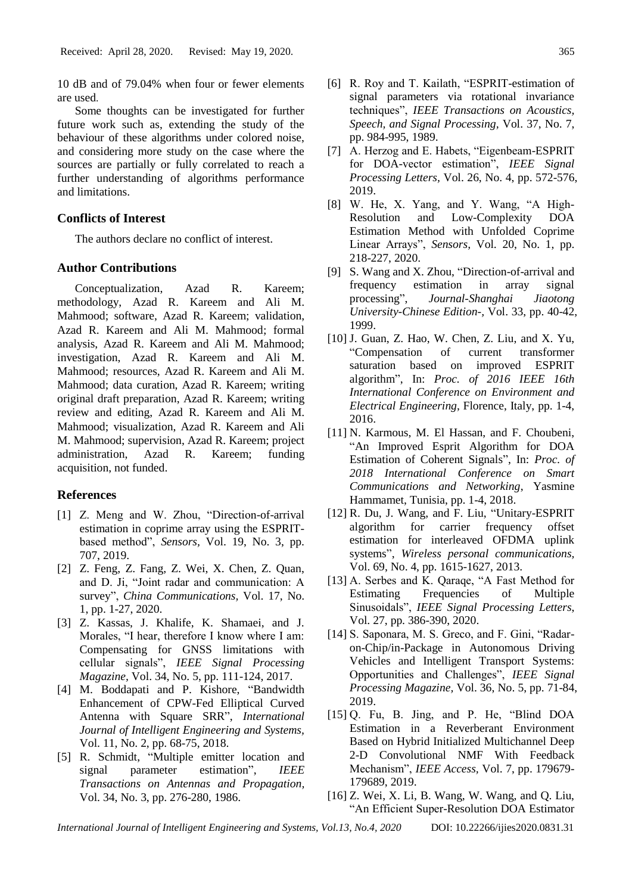10 dB and of 79.04% when four or fewer elements are used.

Some thoughts can be investigated for further future work such as, extending the study of the behaviour of these algorithms under colored noise, and considering more study on the case where the sources are partially or fully correlated to reach a further understanding of algorithms performance and limitations.

## Conflicts of Interest

The authors declare no conflict of interest.

## Author Contributions

Conceptualization, Azad R. Kareem; methodology, Azad R. Kareem and Ali M. Mahmood; software, Azad R. Kareem; validation, Azad R. Kareem and Ali M. Mahmood; formal analysis, Azad R. Kareem and Ali M. Mahmood; investigation, Azad R. Kareem and Ali M. Mahmood; resources, Azad R. Kareem and Ali M. Mahmood; data curation, Azad R. Kareem; writing original draft preparation, Azad R. Kareem; writing review and editing, Azad R. Kareem and Ali M. Mahmood; visualization, Azad R. Kareem and Ali M. Mahmood; supervision, Azad R. Kareem; project administration, Azad R. Kareem; funding acquisition, not funded.

## References

[1] Z. Meng and W. Zhou, "Direction-of-arrival estimation in coprime array using the ESPRIT-based method", *Sensors*, Vol. 19, No. 3, pp. 707, 2019.

[2] Z. Feng, Z. Fang, Z. Wei, X. Chen, Z. Quan, and D. Ji, "Joint radar and communication: A survey", *China Communications*, Vol. 17, No. 1, pp. 1-27, 2020.

[3] Z. Kassas, J. Khalife, K. Shamaei, and J. Morales, "I hear, therefore I know where I am: Compensating for GNSS limitations with cellular signals", *IEEE Signal Processing Magazine*, Vol. 34, No. 5, pp. 111-124, 2017.

[4] M. Boddapati and P. Kishore, "Bandwidth Enhancement of CPW-Fed Elliptical Curved Antenna with Square SRR", *International Journal of Intelligent Engineering and Systems*, Vol. 11, No. 2, pp. 68-75, 2018.

[5] R. Schmidt, "Multiple emitter location and signal parameter estimation", *IEEE Transactions on Antennas and Propagation*, Vol. 34, No. 3, pp. 276-280, 1986.

[6] R. Roy and T. Kailath, "ESPRIT-estimation of signal parameters via rotational invariance techniques", *IEEE Transactions on Acoustics, Speech, and Signal Processing*, Vol. 37, No. 7, pp. 984-995, 1989.

[7] A. Herzog and E. Habets, "Eigenbeam-ESPRIT for DOA-vector estimation", *IEEE Signal Processing Letters*, Vol. 26, No. 4, pp. 572-576, 2019.

[8] W. He, X. Yang, and Y. Wang, "A High-Resolution and Low-Complexity DOA Estimation Method with Unfolded Coprime Linear Arrays", *Sensors*, Vol. 20, No. 1, pp. 218-227, 2020.

[9] S. Wang and X. Zhou, "Direction-of-arrival and frequency estimation in array signal processing", *Journal-Shanghai Jiaotong University-Chinese Edition-*, Vol. 33, pp. 40-42, 1999.

[10] J. Guan, Z. Hao, W. Chen, Z. Liu, and X. Yu, "Compensation of current transformer saturation based on improved ESPRIT algorithm", In: *Proc. of 2016 IEEE 16th International Conference on Environment and Electrical Engineering*, Florence, Italy, pp. 1-4, 2016.

[11] N. Karmous, M. El Hassan, and F. Choubeni, "An Improved Esprit Algorithm for DOA Estimation of Coherent Signals", In: *Proc. of 2018 International Conference on Smart Communications and Networking*, Yasmine Hammamet, Tunisia, pp. 1-4, 2018.

[12] R. Du, J. Wang, and F. Liu, "Unitary-ESPRIT algorithm for carrier frequency offset estimation for interleaved OFDMA uplink systems", *Wireless personal communications*, Vol. 69, No. 4, pp. 1615-1627, 2013.

[13] A. Serbes and K. Qaraqe, "A Fast Method for Estimating Frequencies of Multiple Sinusoidals", *IEEE Signal Processing Letters*, Vol. 27, pp. 386-390, 2020.

[14] S. Saponara, M. S. Greco, and F. Gini, "Radar-on-Chip/in-Package in Autonomous Driving Vehicles and Intelligent Transport Systems: Opportunities and Challenges", *IEEE Signal Processing Magazine*, Vol. 36, No. 5, pp. 71-84, 2019.

[15] Q. Fu, B. Jing, and P. He, "Blind DOA Estimation in a Reverberant Environment Based on Hybrid Initialized Multichannel Deep 2-D Convolutional NMF With Feedback Mechanism", *IEEE Access*, Vol. 7, pp. 179679-179689, 2019.

[16] Z. Wei, X. Li, B. Wang, W. Wang, and Q. Liu, "An Efficient Super-Resolution DOA Estimator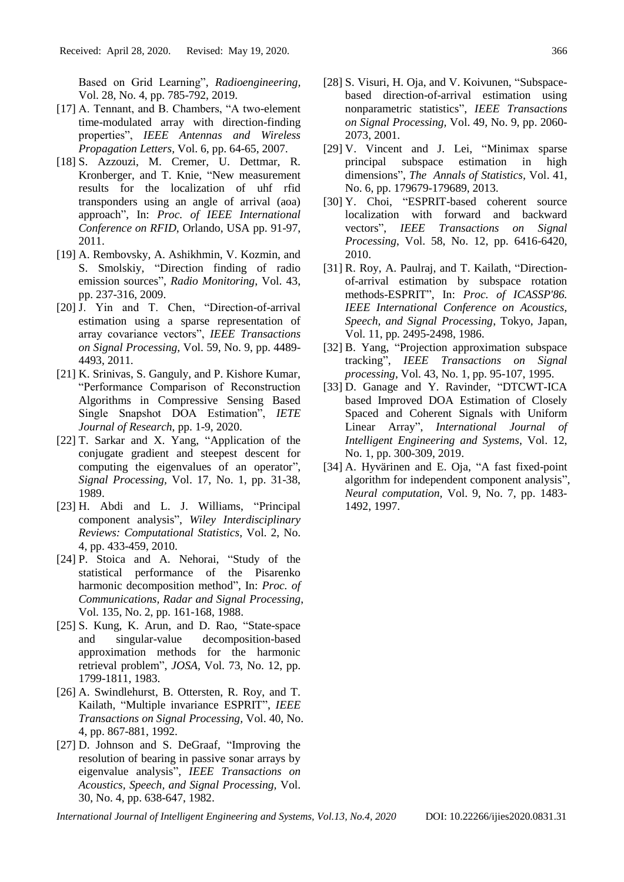Based on Grid Learning", *Radioengineering,* Vol. 28, No. 4, pp. 785-792, 2019.

[17] A. Tennant, and B. Chambers, "A two-element time-modulated array with direction-finding properties", *IEEE Antennas and Wireless Propagation Letters,* Vol. 6, pp. 64-65, 2007.

[18] S. Azzouzi, M. Cremer, U. Dettmar, R. Kronberger, and T. Knie, "New measurement results for the localization of uhf rfid transponders using an angle of arrival (aoa) approach", In: *Proc. of IEEE International Conference on RFID*, Orlando, USA pp. 91-97, 2011.

[19] A. Rembovsky, A. Ashikhmin, V. Kozmin, and S. Smolskiy, "Direction finding of radio emission sources", *Radio Monitoring,* Vol. 43, pp. 237-316, 2009.

[20] J. Yin and T. Chen, "Direction-of-arrival estimation using a sparse representation of array covariance vectors", *IEEE Transactions on Signal Processing,* Vol. 59, No. 9, pp. 4489-4493, 2011.

[21] K. Srinivas, S. Ganguly, and P. Kishore Kumar, "Performance Comparison of Reconstruction Algorithms in Compressive Sensing Based Single Snapshot DOA Estimation", *IETE Journal of Research*, pp. 1-9, 2020.

[22] T. Sarkar and X. Yang, "Application of the conjugate gradient and steepest descent for computing the eigenvalues of an operator", *Signal Processing,* Vol. 17, No. 1, pp. 31-38, 1989.

[23] H. Abdi and L. J. Williams, "Principal component analysis", *Wiley Interdisciplinary Reviews: Computational Statistics,* Vol. 2, No. 4, pp. 433-459, 2010.

[24] P. Stoica and A. Nehorai, "Study of the statistical performance of the Pisarenko harmonic decomposition method", In: *Proc. of Communications, Radar and Signal Processing*, Vol. 135, No. 2, pp. 161-168, 1988.

[25] S. Kung, K. Arun, and D. Rao, "State-space and singular-value decomposition-based approximation methods for the harmonic retrieval problem", *JOSA,* Vol. 73, No. 12, pp. 1799-1811, 1983.

[26] A. Swindlehurst, B. Ottersten, R. Roy, and T. Kailath, "Multiple invariance ESPRIT", *IEEE Transactions on Signal Processing,* Vol. 40, No. 4, pp. 867-881, 1992.

[27] D. Johnson and S. DeGraaf, "Improving the resolution of bearing in passive sonar arrays by eigenvalue analysis", *IEEE Transactions on Acoustics, Speech, and Signal Processing,* Vol. 30, No. 4, pp. 638-647, 1982.

[28] S. Visuri, H. Oja, and V. Koivunen, "Subspace-based direction-of-arrival estimation using nonparametric statistics", *IEEE Transactions on Signal Processing,* Vol. 49, No. 9, pp. 2060-2073, 2001.

[29] V. Vincent and J. Lei, "Minimax sparse principal subspace estimation in high dimensions", *The Annals of Statistics,* Vol. 41, No. 6, pp. 179679-179689, 2013.

[30] Y. Choi, "ESPRIT-based coherent source localization with forward and backward vectors", *IEEE Transactions on Signal Processing*, Vol. 58, No. 12, pp. 6416-6420, 2010.

[31] R. Roy, A. Paulraj, and T. Kailath, "Direction-of-arrival estimation by subspace rotation methods-ESPRIT", In: *Proc. of ICASSP'86. IEEE International Conference on Acoustics, Speech, and Signal Processing*, Tokyo, Japan, Vol. 11, pp. 2495-2498, 1986.

[32] B. Yang, "Projection approximation subspace tracking", *IEEE Transactions on Signal processing,* Vol. 43, No. 1, pp. 95-107, 1995.

[33] D. Ganage and Y. Ravinder, "DTCWT-ICA based Improved DOA Estimation of Closely Spaced and Coherent Signals with Uniform Linear Array", *International Journal of Intelligent Engineering and Systems*, Vol. 12, No. 1, pp. 300-309, 2019.

[34] A. Hyvärinen and E. Oja, "A fast fixed-point algorithm for independent component analysis", *Neural computation,* Vol. 9, No. 7, pp. 1483-1492, 1997.